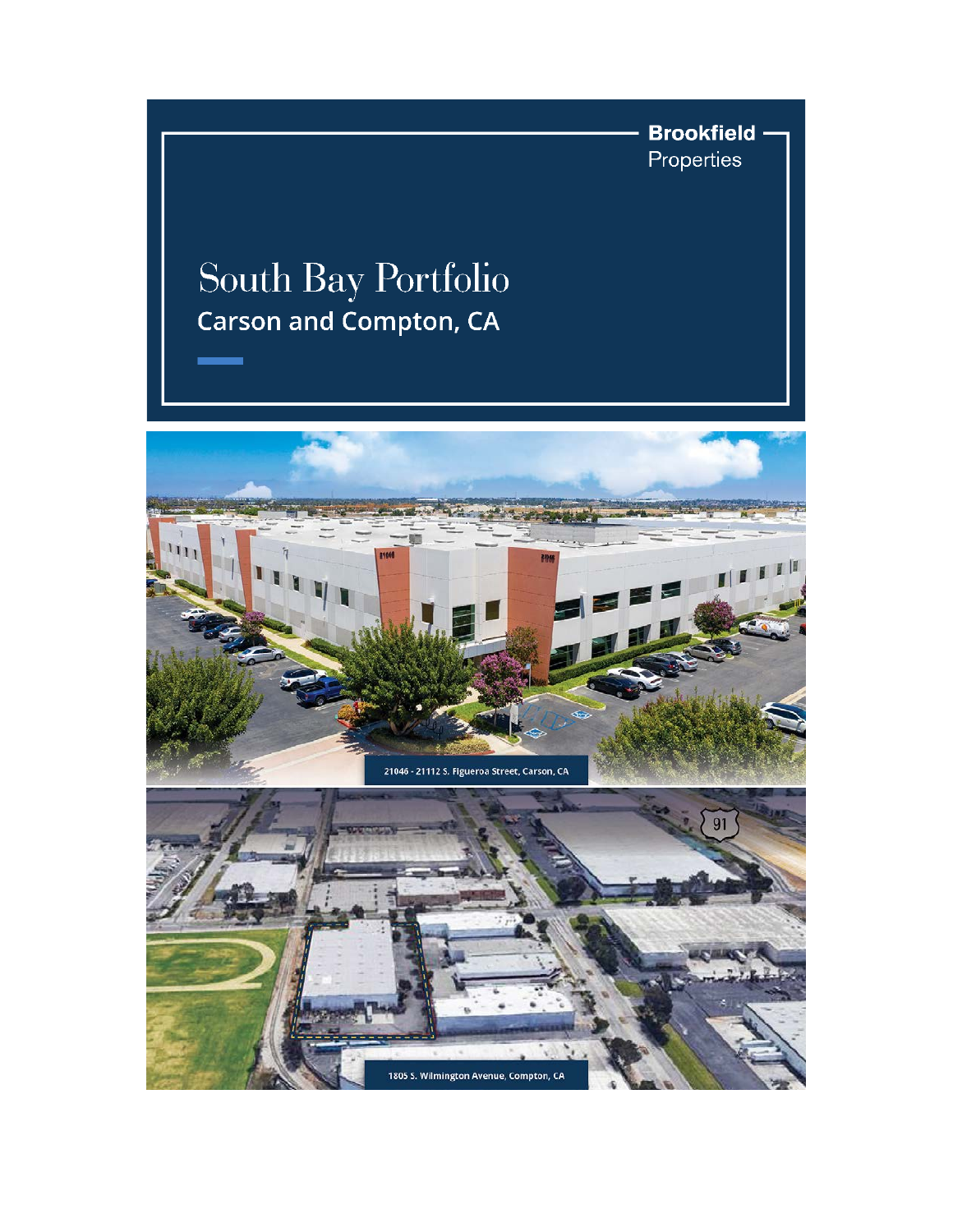**Brookfield** Properties

# South Bay Portfolio

## Carson and Compton, CA

21046 - 21112 S. Figueroa Street, Carson, CA

1805 S. Wilmington Avenue, Compton, CA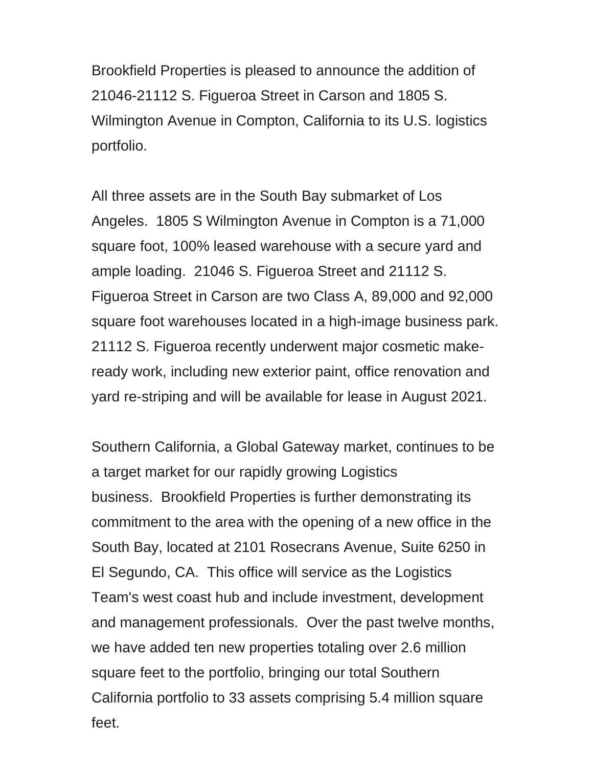Brookfield Properties is pleased to announce the addition of 21046-21112 S. Figueroa Street in Carson and 1805 S. Wilmington Avenue in Compton, California to its U.S. logistics portfolio.

All three assets are in the South Bay submarket of Los Angeles. 1805 S Wilmington Avenue in Compton is a 71,000 square foot, 100% leased warehouse with a secure yard and ample loading. 21046 S. Figueroa Street and 21112 S. Figueroa Street in Carson are two Class A, 89,000 and 92,000 square foot warehouses located in a high-image business park. 21112 S. Figueroa recently underwent major cosmetic make-ready work, including new exterior paint, office renovation and yard re-striping and will be available for lease in August 2021.

Southern California, a Global Gateway market, continues to be a target market for our rapidly growing Logistics business. Brookfield Properties is further demonstrating its commitment to the area with the opening of a new office in the South Bay, located at 2101 Rosecrans Avenue, Suite 6250 in El Segundo, CA. This office will service as the Logistics Team's west coast hub and include investment, development and management professionals. Over the past twelve months, we have added ten new properties totaling over 2.6 million square feet to the portfolio, bringing our total Southern California portfolio to 33 assets comprising 5.4 million square feet.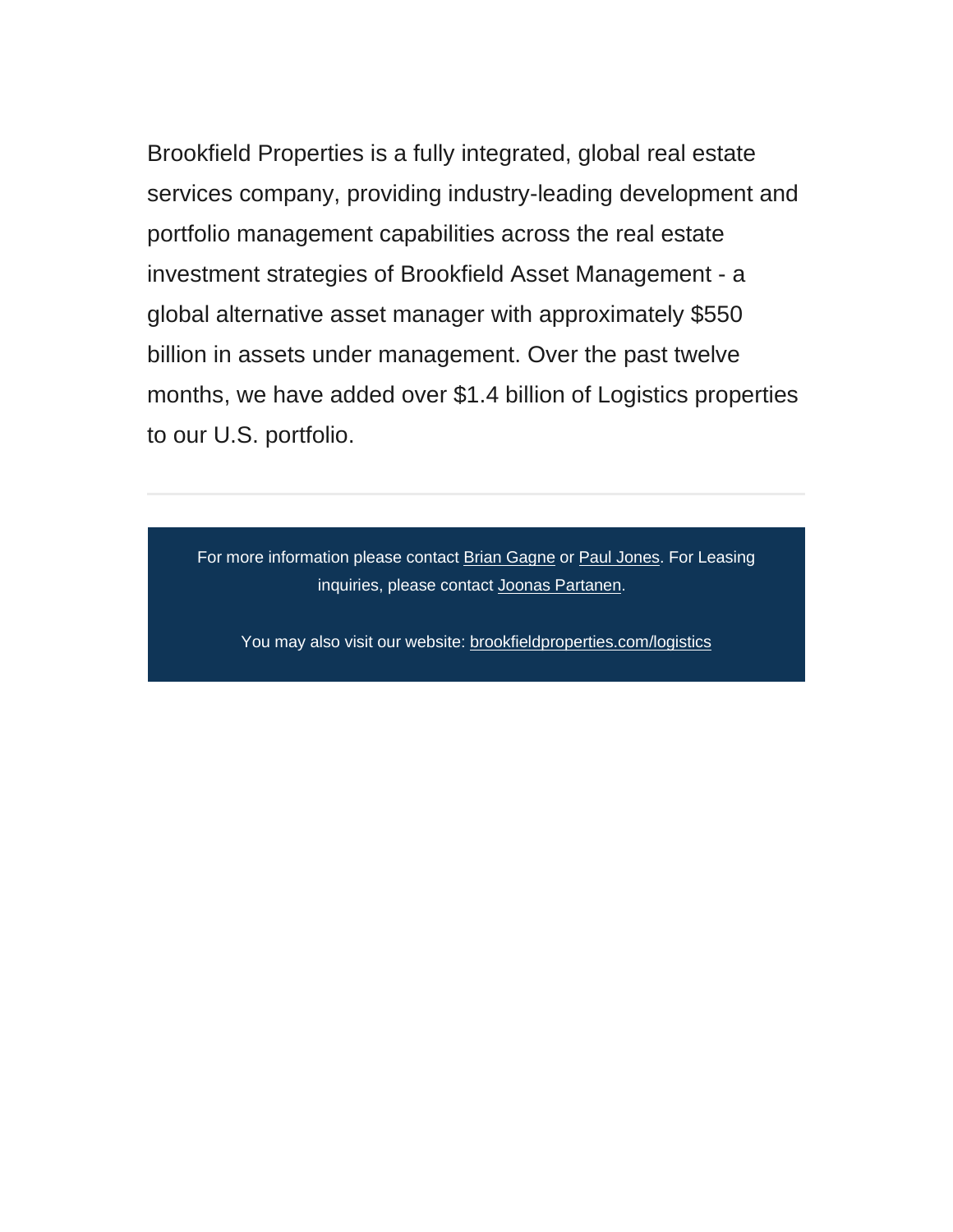Brookfield Properties is a fully integrated, global real estate services company, providing industry-leading development and portfolio management capabilities across the real estate investment strategies of Brookfield Asset Management - a global alternative asset manager with approximately $550 billion in assets under management. Over the past twelve months, we have added over $1.4 billion of Logistics properties to our U.S. portfolio.

---

For more information please contact Brian Gagne or Paul Jones. For Leasing inquiries, please contact Joonas Partanen.

You may also visit our website: brookfieldproperties.com/logistics